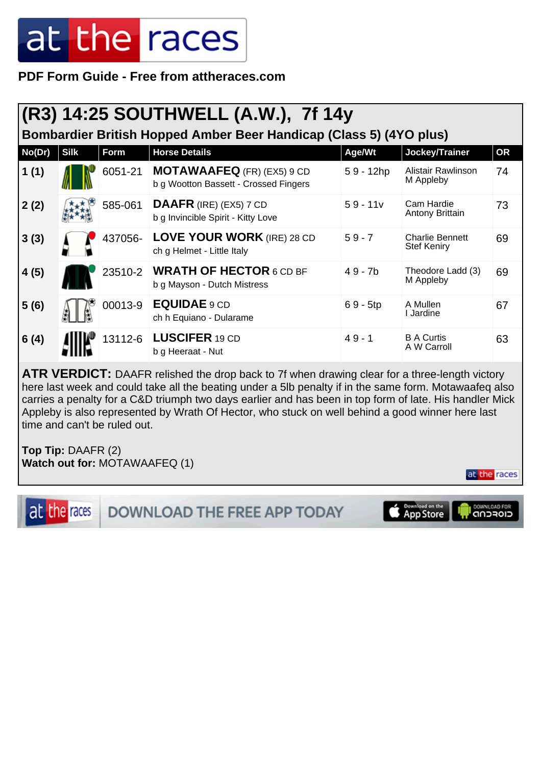PDF Form Guide - Free from attheraces.com

# (R3) 14:25 SOUTHWELL (A.W.), 7f 14y

## Bombardier British Hopped Amber Beer Handicap (Class 5) (4YO plus)

| No(Dr) | Silk | Form | Horse Details | Age/Wt | Jockey/Trainer | OR |
|---|---|---|---|---|---|---|
| 1 (1) | | 6051-21 | **MOTAWAAFEQ** (FR) (EX5) 9 CD<br>b g Wootton Bassett - Crossed Fingers | 5 9 - 12hp | Alistair Rawlinson<br>M Appleby | 74 |
| 2 (2) | | 585-061 | **DAAFR** (IRE) (EX5) 7 CD<br>b g Invincible Spirit - Kitty Love | 5 9 - 11v | Cam Hardie<br>Antony Brittain | 73 |
| 3 (3) | | 437056- | **LOVE YOUR WORK** (IRE) 28 CD<br>ch g Helmet - Little Italy | 5 9 - 7 | Charlie Bennett<br>Stef Keniry | 69 |
| 4 (5) | | 23510-2 | **WRATH OF HECTOR** 6 CD BF<br>b g Mayson - Dutch Mistress | 4 9 - 7b | Theodore Ladd (3)<br>M Appleby | 69 |
| 5 (6) | | 00013-9 | **EQUIDAE** 9 CD<br>ch h Equiano - Dularame | 6 9 - 5tp | A Mullen<br>I Jardine | 67 |
| 6 (4) | | 13112-6 | **LUSCIFER** 19 CD<br>b g Heeraat - Nut | 4 9 - 1 | B A Curtis<br>A W Carroll | 63 |

**ATR VERDICT:** DAAFR relished the drop back to 7f when drawing clear for a three-length victory here last week and could take all the beating under a 5lb penalty if in the same form. Motawaafeq also carries a penalty for a C&D triumph two days earlier and has been in top form of late. His handler Mick Appleby is also represented by Wrath Of Hector, who stuck on well behind a good winner here last time and can't be ruled out.

**Top Tip:** DAAFR (2)
**Watch out for:** MOTAWAAFEQ (1)

DOWNLOAD THE FREE APP TODAY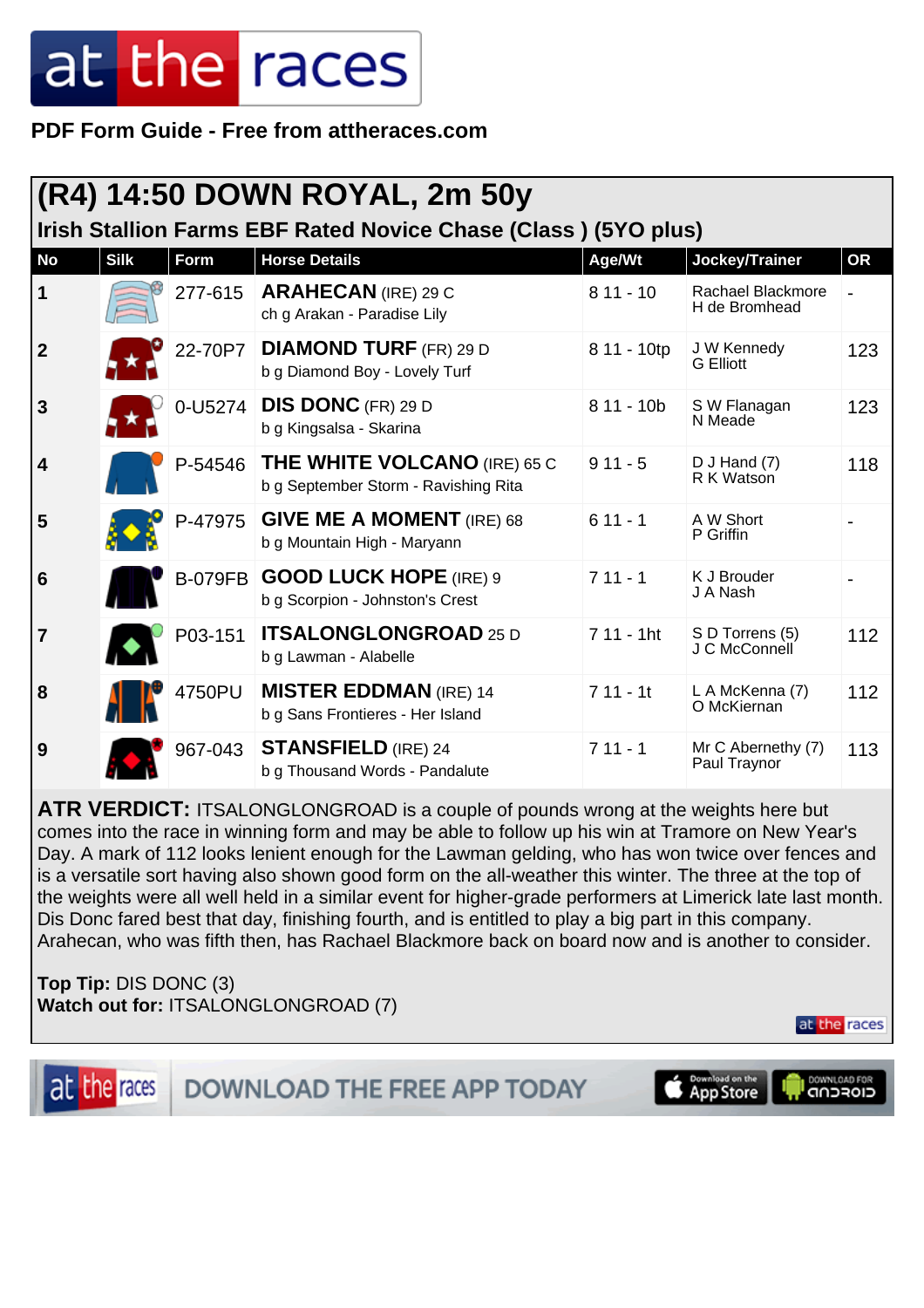PDF Form Guide - Free from attheraces.com

# (R4) 14:50 DOWN ROYAL, 2m 50y

## Irish Stallion Farms EBF Rated Novice Chase (Class ) (5YO plus)

| No | Silk | Form | Horse Details | Age/Wt | Jockey/Trainer | OR |
|---|---|---|---|---|---|---|
| 1 | | 277-615 | **ARAHECAN** (IRE) 29 C<br>ch g Arakan - Paradise Lily | 8 11 - 10 | Rachael Blackmore<br>H de Bromhead | - |
| 2 | | 22-70P7 | **DIAMOND TURF** (FR) 29 D<br>b g Diamond Boy - Lovely Turf | 8 11 - 10tp | J W Kennedy<br>G Elliott | 123 |
| 3 | | 0-U5274 | **DIS DONC** (FR) 29 D<br>b g Kingsalsa - Skarina | 8 11 - 10b | S W Flanagan<br>N Meade | 123 |
| 4 | | P-54546 | **THE WHITE VOLCANO** (IRE) 65 C<br>b g September Storm - Ravishing Rita | 9 11 - 5 | D J Hand (7)<br>R K Watson | 118 |
| 5 | | P-47975 | **GIVE ME A MOMENT** (IRE) 68<br>b g Mountain High - Maryann | 6 11 - 1 | A W Short<br>P Griffin | - |
| 6 | | B-079FB | **GOOD LUCK HOPE** (IRE) 9<br>b g Scorpion - Johnston's Crest | 7 11 - 1 | K J Brouder<br>J A Nash | - |
| 7 | | P03-151 | **ITSALONGLONGROAD** 25 D<br>b g Lawman - Alabelle | 7 11 - 1ht | S D Torrens (5)<br>J C McConnell | 112 |
| 8 | | 4750PU | **MISTER EDDMAN** (IRE) 14<br>b g Sans Frontieres - Her Island | 7 11 - 1t | L A McKenna (7)<br>O McKiernan | 112 |
| 9 | | 967-043 | **STANSFIELD** (IRE) 24<br>b g Thousand Words - Pandalute | 7 11 - 1 | Mr C Abernethy (7)<br>Paul Traynor | 113 |

**ATR VERDICT:** ITSALONGLONGROAD is a couple of pounds wrong at the weights here but comes into the race in winning form and may be able to follow up his win at Tramore on New Year's Day. A mark of 112 looks lenient enough for the Lawman gelding, who has won twice over fences and is a versatile sort having also shown good form on the all-weather this winter. The three at the top of the weights were all well held in a similar event for higher-grade performers at Limerick late last month. Dis Donc fared best that day, finishing fourth, and is entitled to play a big part in this company. Arahecan, who was fifth then, has Rachael Blackmore back on board now and is another to consider.

**Top Tip:** DIS DONC (3)
**Watch out for:** ITSALONGLONGROAD (7)

DOWNLOAD THE FREE APP TODAY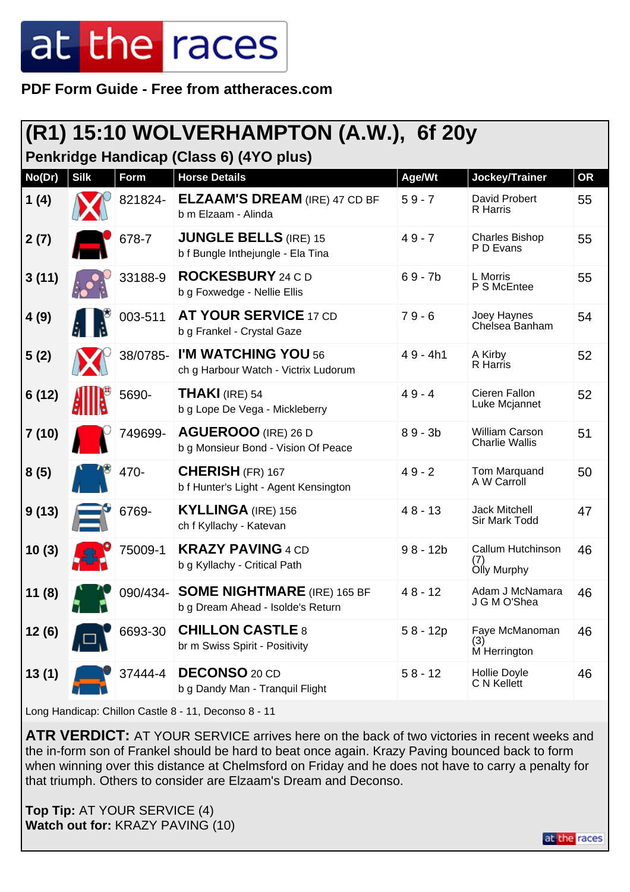**PDF Form Guide - Free from attheraces.com**

# (R1) 15:10 WOLVERHAMPTON (A.W.), 6f 20y

## Penkridge Handicap (Class 6) (4YO plus)

| No(Dr) | Silk | Form | Horse Details | Age/Wt | Jockey/Trainer | OR |
|---|---|---|---|---|---|---|
| 1 (4) | | 821824- | **ELZAAM'S DREAM** (IRE) 47 CD BF<br>b m Elzaam - Alinda | 5 9 - 7 | David Probert<br>R Harris | 55 |
| 2 (7) | | 678-7 | **JUNGLE BELLS** (IRE) 15<br>b f Bungle Inthejungle - Ela Tina | 4 9 - 7 | Charles Bishop<br>P D Evans | 55 |
| 3 (11) | | 33188-9 | **ROCKESBURY** 24 C D<br>b g Foxwedge - Nellie Ellis | 6 9 - 7b | L Morris<br>P S McEntee | 55 |
| 4 (9) | | 003-511 | **AT YOUR SERVICE** 17 CD<br>b g Frankel - Crystal Gaze | 7 9 - 6 | Joey Haynes<br>Chelsea Banham | 54 |
| 5 (2) | | 38/0785- | **I'M WATCHING YOU** 56<br>ch g Harbour Watch - Victrix Ludorum | 4 9 - 4h1 | A Kirby<br>R Harris | 52 |
| 6 (12) | | 5690- | **THAKI** (IRE) 54<br>b g Lope De Vega - Mickleberry | 4 9 - 4 | Cieren Fallon<br>Luke Mcjannet | 52 |
| 7 (10) | | 749699- | **AGUEROOO** (IRE) 26 D<br>b g Monsieur Bond - Vision Of Peace | 8 9 - 3b | William Carson<br>Charlie Wallis | 51 |
| 8 (5) | | 470- | **CHERISH** (FR) 167<br>b f Hunter's Light - Agent Kensington | 4 9 - 2 | Tom Marquand<br>A W Carroll | 50 |
| 9 (13) | | 6769- | **KYLLINGA** (IRE) 156<br>ch f Kyllachy - Katevan | 4 8 - 13 | Jack Mitchell<br>Sir Mark Todd | 47 |
| 10 (3) | | 75009-1 | **KRAZY PAVING** 4 CD<br>b g Kyllachy - Critical Path | 9 8 - 12b | Callum Hutchinson (7)<br>Olly Murphy | 46 |
| 11 (8) | | 090/434- | **SOME NIGHTMARE** (IRE) 165 BF<br>b g Dream Ahead - Isolde's Return | 4 8 - 12 | Adam J McNamara<br>J G M O'Shea | 46 |
| 12 (6) | | 6693-30 | **CHILLON CASTLE** 8<br>br m Swiss Spirit - Positivity | 5 8 - 12p | Faye McManoman (3)<br>M Herrington | 46 |
| 13 (1) | | 37444-4 | **DECONSO** 20 CD<br>b g Dandy Man - Tranquil Flight | 5 8 - 12 | Hollie Doyle<br>C N Kellett | 46 |

Long Handicap: Chillon Castle 8 - 11, Deconso 8 - 11

**ATR VERDICT:** AT YOUR SERVICE arrives here on the back of two victories in recent weeks and the in-form son of Frankel should be hard to beat once again. Krazy Paving bounced back to form when winning over this distance at Chelmsford on Friday and he does not have to carry a penalty for that triumph. Others to consider are Elzaam's Dream and Deconso.

**Top Tip:** AT YOUR SERVICE (4)
**Watch out for:** KRAZY PAVING (10)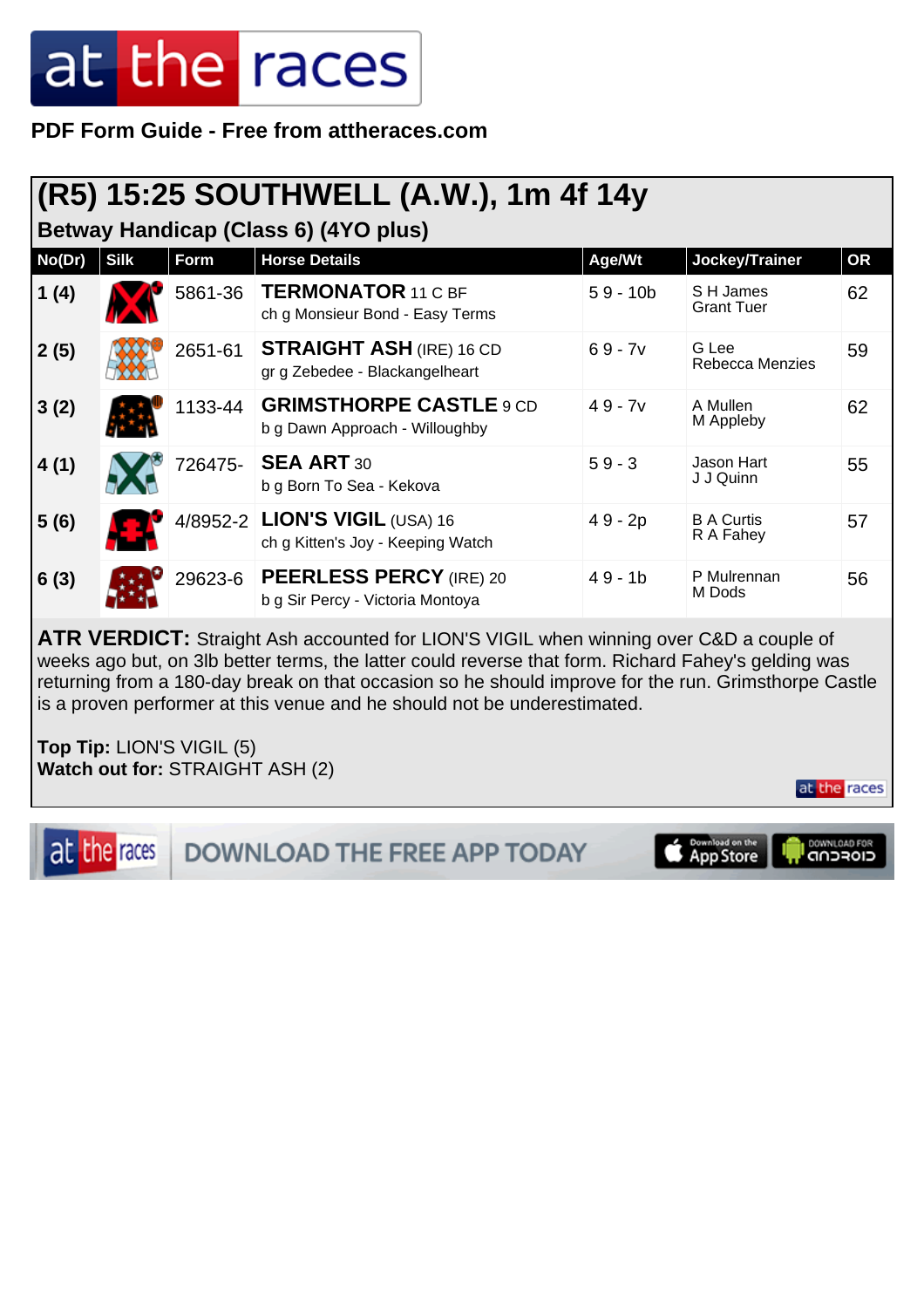PDF Form Guide - Free from attheraces.com

## (R5) 15:25 SOUTHWELL (A.W.), 1m 4f 14y

### Betway Handicap (Class 6) (4YO plus)

| No(Dr) | Silk | Form | Horse Details | Age/Wt | Jockey/Trainer | OR |
|---|---|---|---|---|---|---|
| 1 (4) | | 5861-36 | **TERMONATOR** 11 C BF<br>ch g Monsieur Bond - Easy Terms | 5 9 - 10b | S H James<br>Grant Tuer | 62 |
| 2 (5) | | 2651-61 | **STRAIGHT ASH** (IRE) 16 CD<br>gr g Zebedee - Blackangelheart | 6 9 - 7v | G Lee<br>Rebecca Menzies | 59 |
| 3 (2) | | 1133-44 | **GRIMSTHORPE CASTLE** 9 CD<br>b g Dawn Approach - Willoughby | 4 9 - 7v | A Mullen<br>M Appleby | 62 |
| 4 (1) | | 726475- | **SEA ART** 30<br>b g Born To Sea - Kekova | 5 9 - 3 | Jason Hart<br>J J Quinn | 55 |
| 5 (6) | | 4/8952-2 | **LION'S VIGIL** (USA) 16<br>ch g Kitten's Joy - Keeping Watch | 4 9 - 2p | B A Curtis<br>R A Fahey | 57 |
| 6 (3) | | 29623-6 | **PEERLESS PERCY** (IRE) 20<br>b g Sir Percy - Victoria Montoya | 4 9 - 1b | P Mulrennan<br>M Dods | 56 |

**ATR VERDICT:** Straight Ash accounted for LION'S VIGIL when winning over C&D a couple of weeks ago but, on 3lb better terms, the latter could reverse that form. Richard Fahey's gelding was returning from a 180-day break on that occasion so he should improve for the run. Grimsthorpe Castle is a proven performer at this venue and he should not be underestimated.

**Top Tip:** LION'S VIGIL (5)
**Watch out for:** STRAIGHT ASH (2)

DOWNLOAD THE FREE APP TODAY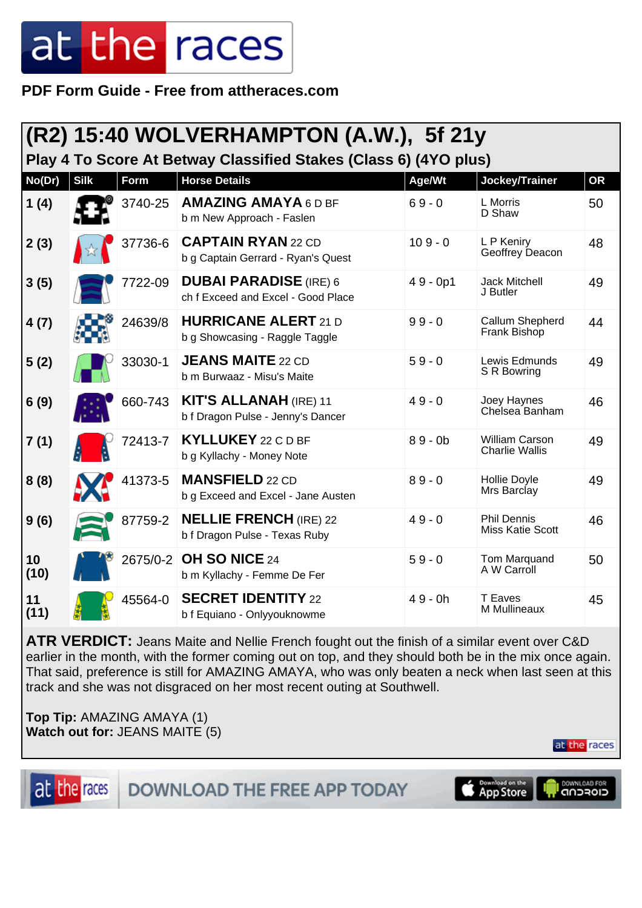# at the races

**PDF Form Guide - Free from attheraces.com**

## (R2) 15:40 WOLVERHAMPTON (A.W.), 5f 21y

### Play 4 To Score At Betway Classified Stakes (Class 6) (4YO plus)

| No(Dr) | Silk | Form | Horse Details | Age/Wt | Jockey/Trainer | OR |
|---|---|---|---|---|---|---|
| 1 (4) | | 3740-25 | **AMAZING AMAYA** 6 D BF<br>b m New Approach - Faslen | 6 9 - 0 | L Morris<br>D Shaw | 50 |
| 2 (3) | | 37736-6 | **CAPTAIN RYAN** 22 CD<br>b g Captain Gerrard - Ryan's Quest | 10 9 - 0 | L P Keniry<br>Geoffrey Deacon | 48 |
| 3 (5) | | 7722-09 | **DUBAI PARADISE** (IRE) 6<br>ch f Exceed and Excel - Good Place | 4 9 - 0p1 | Jack Mitchell<br>J Butler | 49 |
| 4 (7) | | 24639/8 | **HURRICANE ALERT** 21 D<br>b g Showcasing - Raggle Taggle | 9 9 - 0 | Callum Shepherd<br>Frank Bishop | 44 |
| 5 (2) | | 33030-1 | **JEANS MAITE** 22 CD<br>b m Burwaaz - Misu's Maite | 5 9 - 0 | Lewis Edmunds<br>S R Bowring | 49 |
| 6 (9) | | 660-743 | **KIT'S ALLANAH** (IRE) 11<br>b f Dragon Pulse - Jenny's Dancer | 4 9 - 0 | Joey Haynes<br>Chelsea Banham | 46 |
| 7 (1) | | 72413-7 | **KYLLUKEY** 22 C D BF<br>b g Kyllachy - Money Note | 8 9 - 0b | William Carson<br>Charlie Wallis | 49 |
| 8 (8) | | 41373-5 | **MANSFIELD** 22 CD<br>b g Exceed and Excel - Jane Austen | 8 9 - 0 | Hollie Doyle<br>Mrs Barclay | 49 |
| 9 (6) | | 87759-2 | **NELLIE FRENCH** (IRE) 22<br>b f Dragon Pulse - Texas Ruby | 4 9 - 0 | Phil Dennis<br>Miss Katie Scott | 46 |
| 10 (10) | | 2675/0-2 | **OH SO NICE** 24<br>b m Kyllachy - Femme De Fer | 5 9 - 0 | Tom Marquand<br>A W Carroll | 50 |
| 11 (11) | | 45564-0 | **SECRET IDENTITY** 22<br>b f Equiano - Onlyyouknowme | 4 9 - 0h | T Eaves<br>M Mullineaux | 45 |

**ATR VERDICT:** Jeans Maite and Nellie French fought out the finish of a similar event over C&D earlier in the month, with the former coming out on top, and they should both be in the mix once again. That said, preference is still for AMAZING AMAYA, who was only beaten a neck when last seen at this track and she was not disgraced on her most recent outing at Southwell.

**Top Tip:** AMAZING AMAYA (1)
**Watch out for:** JEANS MAITE (5)

DOWNLOAD THE FREE APP TODAY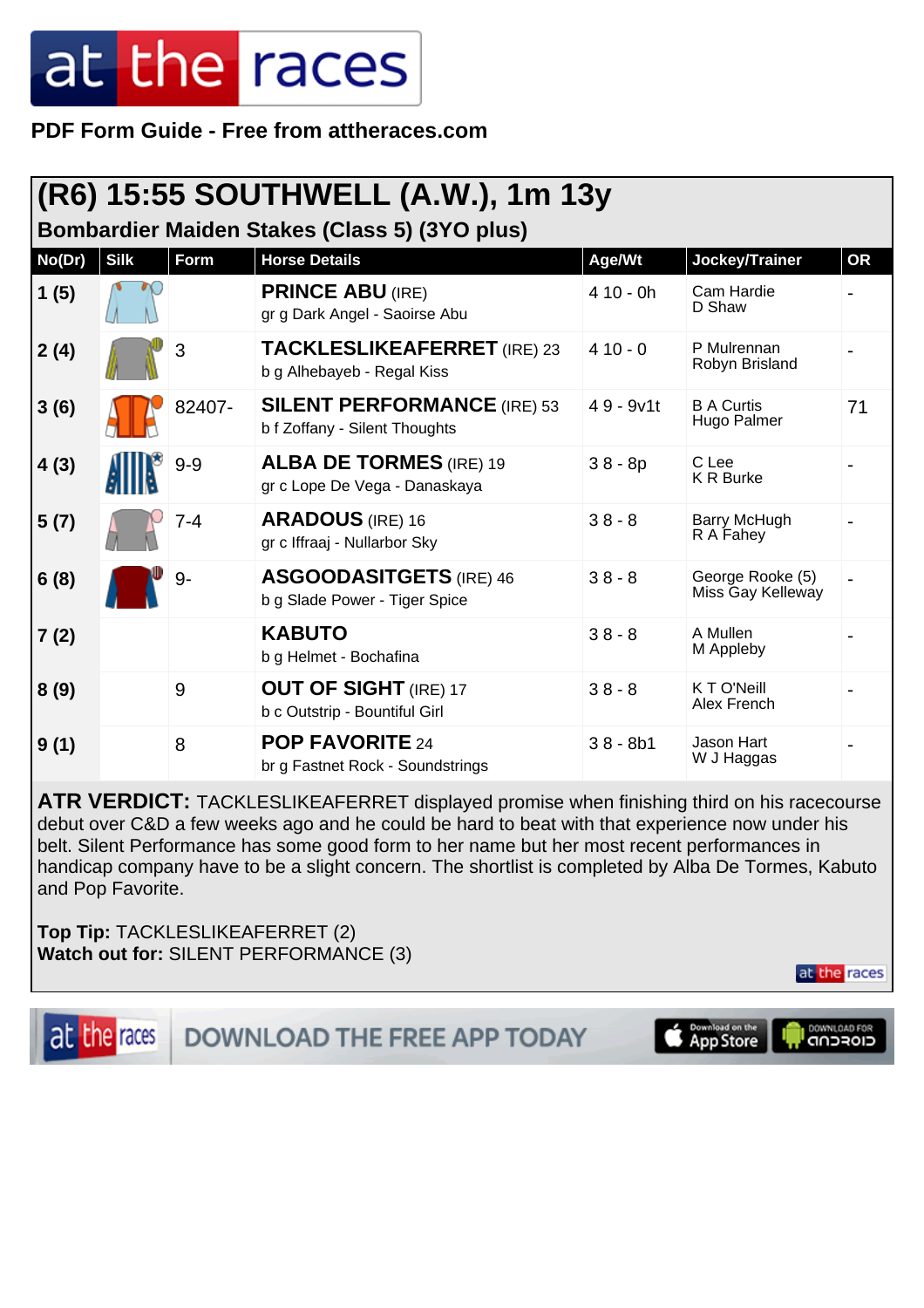PDF Form Guide - Free from attheraces.com

# (R6) 15:55 SOUTHWELL (A.W.), 1m 13y

## Bombardier Maiden Stakes (Class 5) (3YO plus)

| No(Dr) | Silk | Form | Horse Details | Age/Wt | Jockey/Trainer | OR |
|---|---|---|---|---|---|---|
| 1 (5) | | | **PRINCE ABU** (IRE)<br>gr g Dark Angel - Saoirse Abu | 4 10 - 0h | Cam Hardie<br>D Shaw | - |
| 2 (4) | | 3 | **TACKLESLIKEAFERRET** (IRE) 23<br>b g Alhebayeb - Regal Kiss | 4 10 - 0 | P Mulrennan<br>Robyn Brisland | - |
| 3 (6) | | 82407- | **SILENT PERFORMANCE** (IRE) 53<br>b f Zoffany - Silent Thoughts | 4 9 - 9v1t | B A Curtis<br>Hugo Palmer | 71 |
| 4 (3) | | 9-9 | **ALBA DE TORMES** (IRE) 19<br>gr c Lope De Vega - Danaskaya | 3 8 - 8p | C Lee<br>K R Burke | - |
| 5 (7) | | 7-4 | **ARADOUS** (IRE) 16<br>gr c Iffraaj - Nullarbor Sky | 3 8 - 8 | Barry McHugh<br>R A Fahey | - |
| 6 (8) | | 9- | **ASGOODASITGETS** (IRE) 46<br>b g Slade Power - Tiger Spice | 3 8 - 8 | George Rooke (5)<br>Miss Gay Kelleway | - |
| 7 (2) | | | **KABUTO**<br>b g Helmet - Bochafina | 3 8 - 8 | A Mullen<br>M Appleby | - |
| 8 (9) | | 9 | **OUT OF SIGHT** (IRE) 17<br>b c Outstrip - Bountiful Girl | 3 8 - 8 | K T O'Neill<br>Alex French | - |
| 9 (1) | | 8 | **POP FAVORITE** 24<br>br g Fastnet Rock - Soundstrings | 3 8 - 8b1 | Jason Hart<br>W J Haggas | - |

**ATR VERDICT:** TACKLESLIKEAFERRET displayed promise when finishing third on his racecourse debut over C&D a few weeks ago and he could be hard to beat with that experience now under his belt. Silent Performance has some good form to her name but her most recent performances in handicap company have to be a slight concern. The shortlist is completed by Alba De Tormes, Kabuto and Pop Favorite.

**Top Tip:** TACKLESLIKEAFERRET (2)
**Watch out for:** SILENT PERFORMANCE (3)

DOWNLOAD THE FREE APP TODAY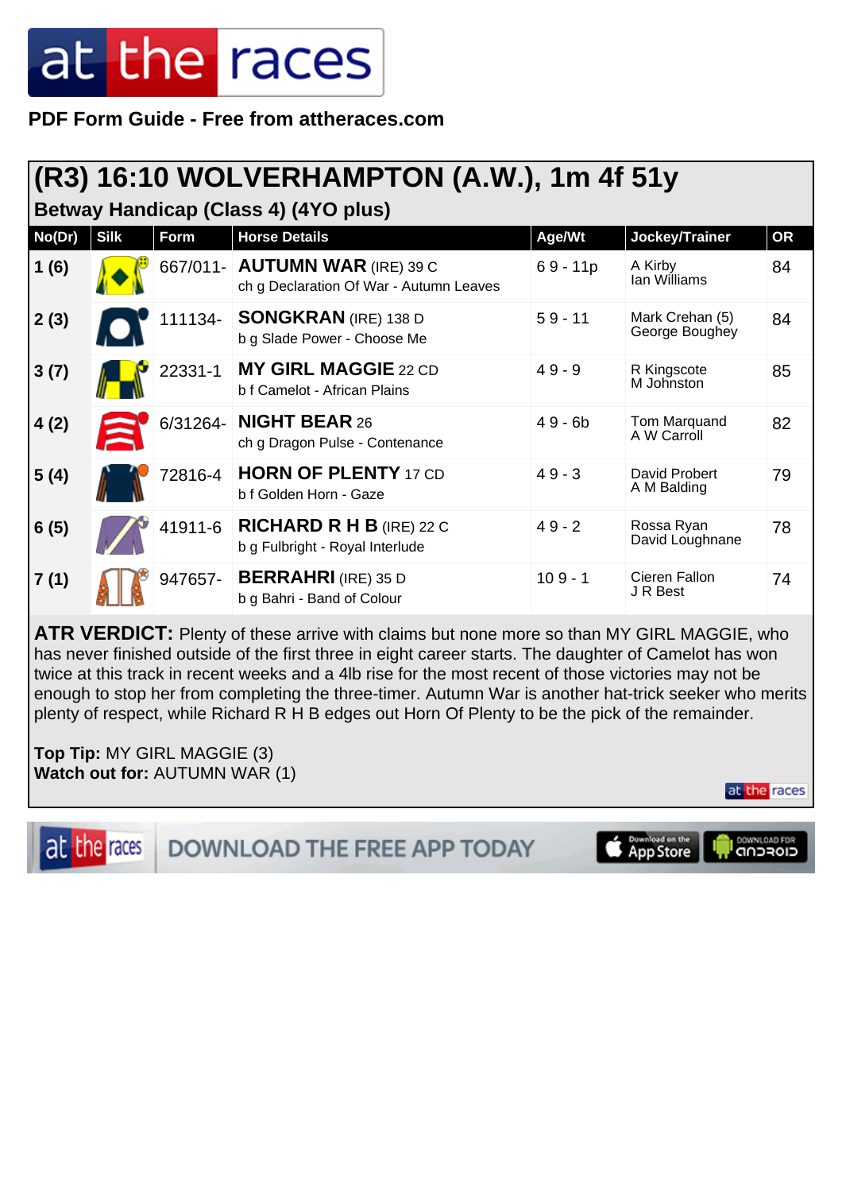# at the races

**PDF Form Guide - Free from attheraces.com**

## (R3) 16:10 WOLVERHAMPTON (A.W.), 1m 4f 51y

### Betway Handicap (Class 4) (4YO plus)

| No(Dr) | Silk | Form | Horse Details | Age/Wt | Jockey/Trainer | OR |
|---|---|---|---|---|---|---|
| 1 (6) | | 667/011- | **AUTUMN WAR** (IRE) 39 C<br>ch g Declaration Of War - Autumn Leaves | 6 9 - 11p | A Kirby<br>Ian Williams | 84 |
| 2 (3) | | 111134- | **SONGKRAN** (IRE) 138 D<br>b g Slade Power - Choose Me | 5 9 - 11 | Mark Crehan (5)<br>George Boughey | 84 |
| 3 (7) | | 22331-1 | **MY GIRL MAGGIE** 22 CD<br>b f Camelot - African Plains | 4 9 - 9 | R Kingscote<br>M Johnston | 85 |
| 4 (2) | | 6/31264- | **NIGHT BEAR** 26<br>ch g Dragon Pulse - Contenance | 4 9 - 6b | Tom Marquand<br>A W Carroll | 82 |
| 5 (4) | | 72816-4 | **HORN OF PLENTY** 17 CD<br>b f Golden Horn - Gaze | 4 9 - 3 | David Probert<br>A M Balding | 79 |
| 6 (5) | | 41911-6 | **RICHARD R H B** (IRE) 22 C<br>b g Fulbright - Royal Interlude | 4 9 - 2 | Rossa Ryan<br>David Loughnane | 78 |
| 7 (1) | | 947657- | **BERRAHRI** (IRE) 35 D<br>b g Bahri - Band of Colour | 10 9 - 1 | Cieren Fallon<br>J R Best | 74 |

**ATR VERDICT:** Plenty of these arrive with claims but none more so than MY GIRL MAGGIE, who has never finished outside of the first three in eight career starts. The daughter of Camelot has won twice at this track in recent weeks and a 4lb rise for the most recent of those victories may not be enough to stop her from completing the three-timer. Autumn War is another hat-trick seeker who merits plenty of respect, while Richard R H B edges out Horn Of Plenty to be the pick of the remainder.

**Top Tip:** MY GIRL MAGGIE (3)
**Watch out for:** AUTUMN WAR (1)

DOWNLOAD THE FREE APP TODAY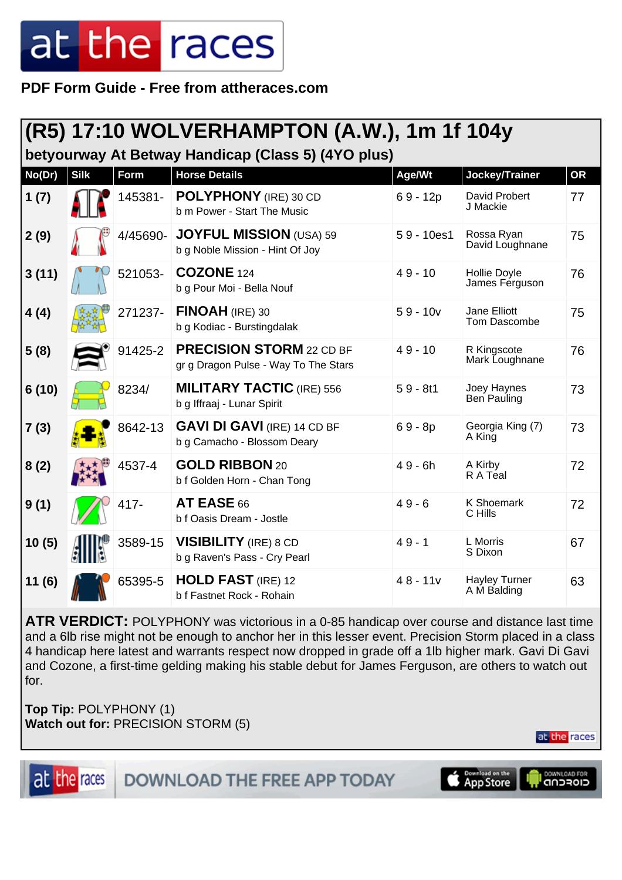# at the races

**PDF Form Guide - Free from attheraces.com**

## (R5) 17:10 WOLVERHAMPTON (A.W.), 1m 1f 104y

### betyourway At Betway Handicap (Class 5) (4YO plus)

| No(Dr) | Silk | Form | Horse Details | Age/Wt | Jockey/Trainer | OR |
|---|---|---|---|---|---|---|
| 1 (7) | | 145381- | **POLYPHONY** (IRE) 30 CD<br>b m Power - Start The Music | 6 9 - 12p | David Probert<br>J Mackie | 77 |
| 2 (9) | | 4/45690- | **JOYFUL MISSION** (USA) 59<br>b g Noble Mission - Hint Of Joy | 5 9 - 10es1 | Rossa Ryan<br>David Loughnane | 75 |
| 3 (11) | | 521053- | **COZONE** 124<br>b g Pour Moi - Bella Nouf | 4 9 - 10 | Hollie Doyle<br>James Ferguson | 76 |
| 4 (4) | | 271237- | **FINOAH** (IRE) 30<br>b g Kodiac - Burstingdalak | 5 9 - 10v | Jane Elliott<br>Tom Dascombe | 75 |
| 5 (8) | | 91425-2 | **PRECISION STORM** 22 CD BF<br>gr g Dragon Pulse - Way To The Stars | 4 9 - 10 | R Kingscote<br>Mark Loughnane | 76 |
| 6 (10) | | 8234/ | **MILITARY TACTIC** (IRE) 556<br>b g Iffraaj - Lunar Spirit | 5 9 - 8t1 | Joey Haynes<br>Ben Pauling | 73 |
| 7 (3) | | 8642-13 | **GAVI DI GAVI** (IRE) 14 CD BF<br>b g Camacho - Blossom Deary | 6 9 - 8p | Georgia King (7)<br>A King | 73 |
| 8 (2) | | 4537-4 | **GOLD RIBBON** 20<br>b f Golden Horn - Chan Tong | 4 9 - 6h | A Kirby<br>R A Teal | 72 |
| 9 (1) | | 417- | **AT EASE** 66<br>b f Oasis Dream - Jostle | 4 9 - 6 | K Shoemark<br>C Hills | 72 |
| 10 (5) | | 3589-15 | **VISIBILITY** (IRE) 8 CD<br>b g Raven's Pass - Cry Pearl | 4 9 - 1 | L Morris<br>S Dixon | 67 |
| 11 (6) | | 65395-5 | **HOLD FAST** (IRE) 12<br>b f Fastnet Rock - Rohain | 4 8 - 11v | Hayley Turner<br>A M Balding | 63 |

**ATR VERDICT:** POLYPHONY was victorious in a 0-85 handicap over course and distance last time and a 6lb rise might not be enough to anchor her in this lesser event. Precision Storm placed in a class 4 handicap here latest and warrants respect now dropped in grade off a 1lb higher mark. Gavi Di Gavi and Cozone, a first-time gelding making his stable debut for James Ferguson, are others to watch out for.

**Top Tip:** POLYPHONY (1)
**Watch out for:** PRECISION STORM (5)

DOWNLOAD THE FREE APP TODAY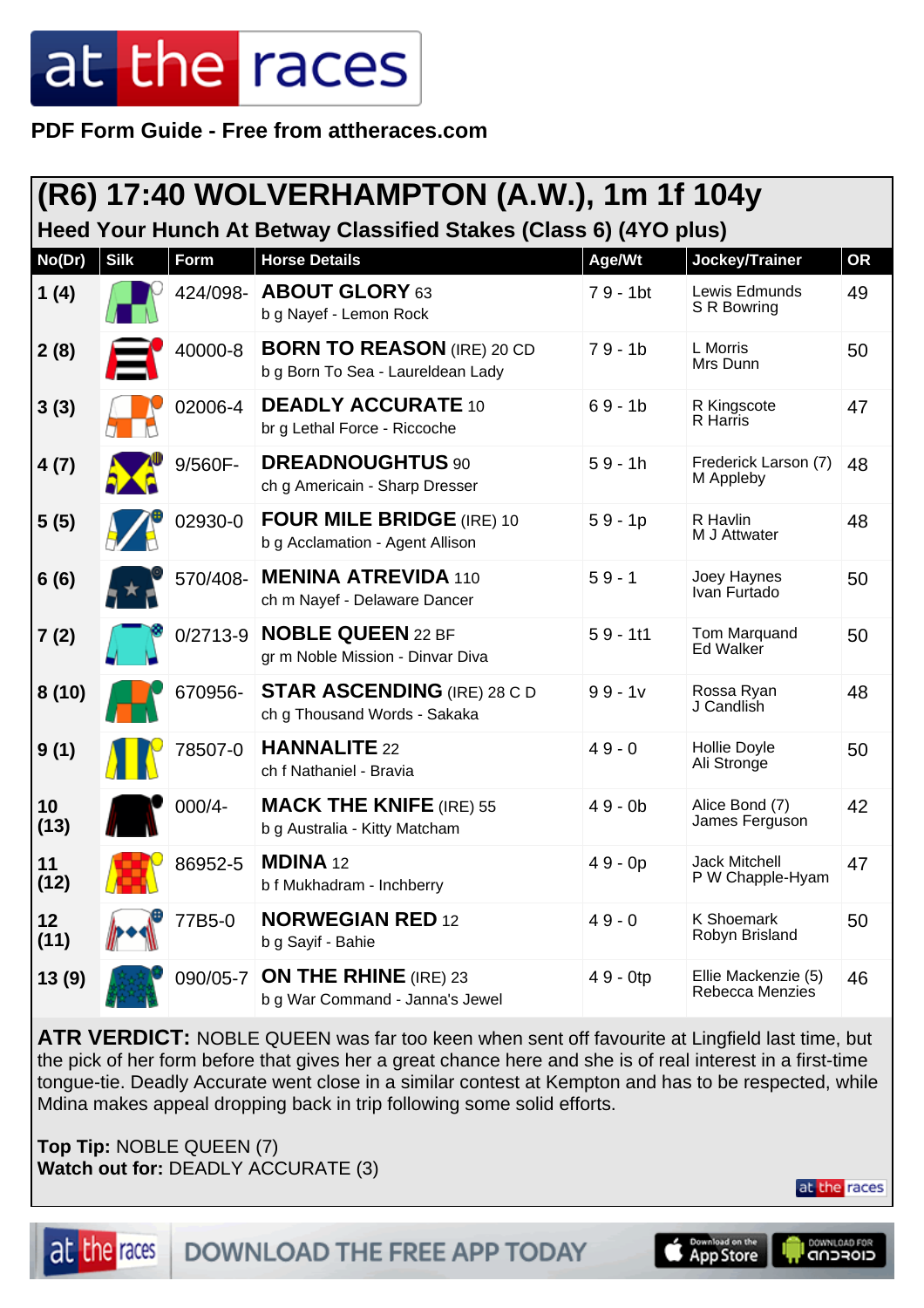# (R6) 17:40 WOLVERHAMPTON (A.W.), 1m 1f 104y

## Heed Your Hunch At Betway Classified Stakes (Class 6) (4YO plus)

| No(Dr) | Silk | Form | Horse Details | Age/Wt | Jockey/Trainer | OR |
|---|---|---|---|---|---|---|
| 1 (4) | | 424/098- | **ABOUT GLORY** 63<br>b g Nayef - Lemon Rock | 7 9 - 1bt | Lewis Edmunds<br>S R Bowring | 49 |
| 2 (8) | | 40000-8 | **BORN TO REASON** (IRE) 20 CD<br>b g Born To Sea - Laureldean Lady | 7 9 - 1b | L Morris<br>Mrs Dunn | 50 |
| 3 (3) | | 02006-4 | **DEADLY ACCURATE** 10<br>br g Lethal Force - Riccoche | 6 9 - 1b | R Kingscote<br>R Harris | 47 |
| 4 (7) | | 9/560F- | **DREADNOUGHTUS** 90<br>ch g Americain - Sharp Dresser | 5 9 - 1h | Frederick Larson (7)<br>M Appleby | 48 |
| 5 (5) | | 02930-0 | **FOUR MILE BRIDGE** (IRE) 10<br>b g Acclamation - Agent Allison | 5 9 - 1p | R Havlin<br>M J Attwater | 48 |
| 6 (6) | | 570/408- | **MENINA ATREVIDA** 110<br>ch m Nayef - Delaware Dancer | 5 9 - 1 | Joey Haynes<br>Ivan Furtado | 50 |
| 7 (2) | | 0/2713-9 | **NOBLE QUEEN** 22 BF<br>gr m Noble Mission - Dinvar Diva | 5 9 - 1t1 | Tom Marquand<br>Ed Walker | 50 |
| 8 (10) | | 670956- | **STAR ASCENDING** (IRE) 28 C D<br>ch g Thousand Words - Sakaka | 9 9 - 1v | Rossa Ryan<br>J Candlish | 48 |
| 9 (1) | | 78507-0 | **HANNALITE** 22<br>ch f Nathaniel - Bravia | 4 9 - 0 | Hollie Doyle<br>Ali Stronge | 50 |
| 10 (13) | | 000/4- | **MACK THE KNIFE** (IRE) 55<br>b g Australia - Kitty Matcham | 4 9 - 0b | Alice Bond (7)<br>James Ferguson | 42 |
| 11 (12) | | 86952-5 | **MDINA** 12<br>b f Mukhadram - Inchberry | 4 9 - 0p | Jack Mitchell<br>P W Chapple-Hyam | 47 |
| 12 (11) | | 77B5-0 | **NORWEGIAN RED** 12<br>b g Sayif - Bahie | 4 9 - 0 | K Shoemark<br>Robyn Brisland | 50 |
| 13 (9) | | 090/05-7 | **ON THE RHINE** (IRE) 23<br>b g War Command - Janna's Jewel | 4 9 - 0tp | Ellie Mackenzie (5)<br>Rebecca Menzies | 46 |

**ATR VERDICT:** NOBLE QUEEN was far too keen when sent off favourite at Lingfield last time, but the pick of her form before that gives her a great chance here and she is of real interest in a first-time tongue-tie. Deadly Accurate went close in a similar contest at Kempton and has to be respected, while Mdina makes appeal dropping back in trip following some solid efforts.

**Top Tip:** NOBLE QUEEN (7)
**Watch out for:** DEADLY ACCURATE (3)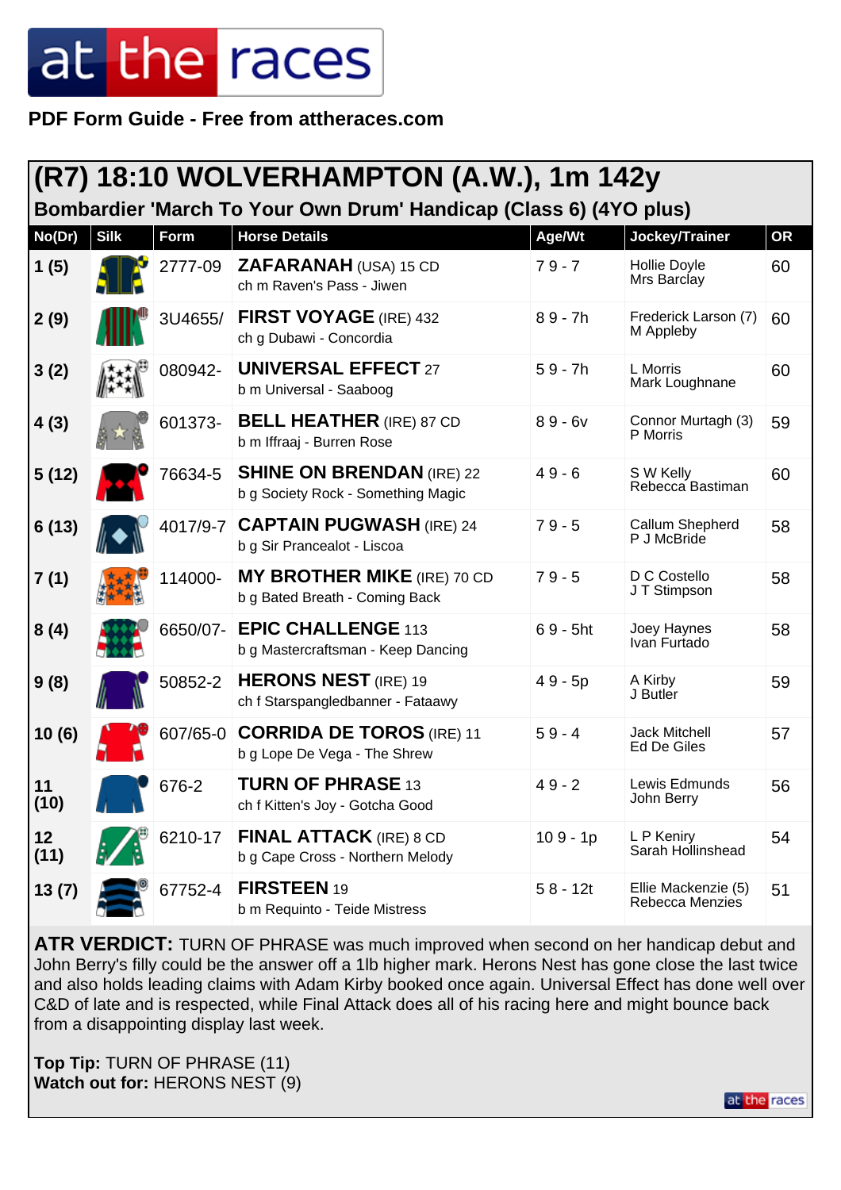at the races

**PDF Form Guide - Free from attheraces.com**

# (R7) 18:10 WOLVERHAMPTON (A.W.), 1m 142y

## Bombardier 'March To Your Own Drum' Handicap (Class 6) (4YO plus)

| No(Dr) | Silk | Form | Horse Details | Age/Wt | Jockey/Trainer | OR |
|---|---|---|---|---|---|---|
| 1 (5) | | 2777-09 | **ZAFARANAH** (USA) 15 CD<br>ch m Raven's Pass - Jiwen | 7 9 - 7 | Hollie Doyle<br>Mrs Barclay | 60 |
| 2 (9) | | 3U4655/ | **FIRST VOYAGE** (IRE) 432<br>ch g Dubawi - Concordia | 8 9 - 7h | Frederick Larson (7)<br>M Appleby | 60 |
| 3 (2) | | 080942- | **UNIVERSAL EFFECT** 27<br>b m Universal - Saaboog | 5 9 - 7h | L Morris<br>Mark Loughnane | 60 |
| 4 (3) | | 601373- | **BELL HEATHER** (IRE) 87 CD<br>b m Iffraaj - Burren Rose | 8 9 - 6v | Connor Murtagh (3)<br>P Morris | 59 |
| 5 (12) | | 76634-5 | **SHINE ON BRENDAN** (IRE) 22<br>b g Society Rock - Something Magic | 4 9 - 6 | S W Kelly<br>Rebecca Bastiman | 60 |
| 6 (13) | | 4017/9-7 | **CAPTAIN PUGWASH** (IRE) 24<br>b g Sir Prancealot - Liscoa | 7 9 - 5 | Callum Shepherd<br>P J McBride | 58 |
| 7 (1) | | 114000- | **MY BROTHER MIKE** (IRE) 70 CD<br>b g Bated Breath - Coming Back | 7 9 - 5 | D C Costello<br>J T Stimpson | 58 |
| 8 (4) | | 6650/07- | **EPIC CHALLENGE** 113<br>b g Mastercraftsman - Keep Dancing | 6 9 - 5ht | Joey Haynes<br>Ivan Furtado | 58 |
| 9 (8) | | 50852-2 | **HERONS NEST** (IRE) 19<br>ch f Starspangledbanner - Fataawy | 4 9 - 5p | A Kirby<br>J Butler | 59 |
| 10 (6) | | 607/65-0 | **CORRIDA DE TOROS** (IRE) 11<br>b g Lope De Vega - The Shrew | 5 9 - 4 | Jack Mitchell<br>Ed De Giles | 57 |
| 11 (10) | | 676-2 | **TURN OF PHRASE** 13<br>ch f Kitten's Joy - Gotcha Good | 4 9 - 2 | Lewis Edmunds<br>John Berry | 56 |
| 12 (11) | | 6210-17 | **FINAL ATTACK** (IRE) 8 CD<br>b g Cape Cross - Northern Melody | 10 9 - 1p | L P Keniry<br>Sarah Hollinshead | 54 |
| 13 (7) | | 67752-4 | **FIRSTEEN** 19<br>b m Requinto - Teide Mistress | 5 8 - 12t | Ellie Mackenzie (5)<br>Rebecca Menzies | 51 |

**ATR VERDICT:** TURN OF PHRASE was much improved when second on her handicap debut and John Berry's filly could be the answer off a 1lb higher mark. Herons Nest has gone close the last twice and also holds leading claims with Adam Kirby booked once again. Universal Effect has done well over C&D of late and is respected, while Final Attack does all of his racing here and might bounce back from a disappointing display last week.

**Top Tip:** TURN OF PHRASE (11)
**Watch out for:** HERONS NEST (9)